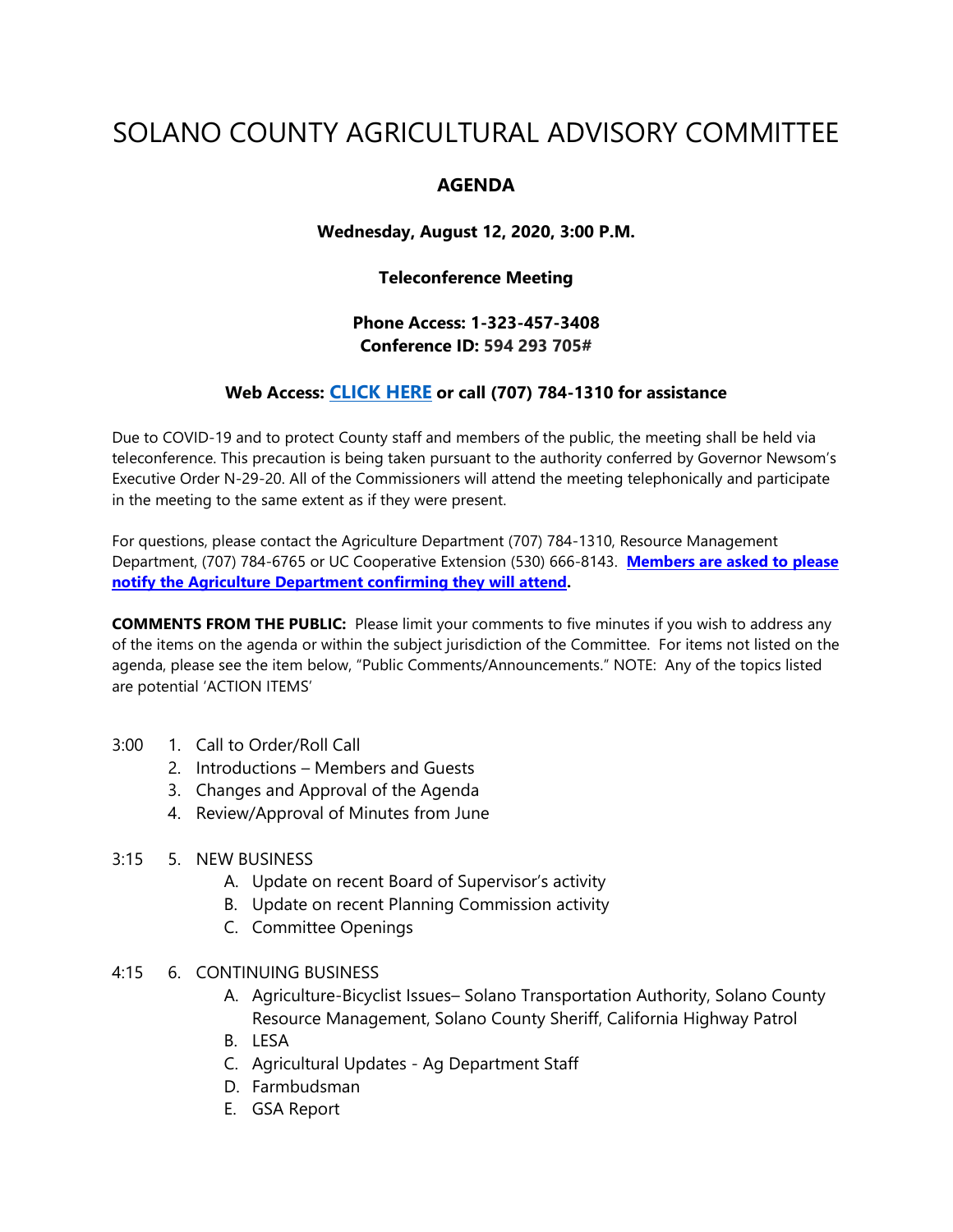# SOLANO COUNTY AGRICULTURAL ADVISORY COMMITTEE

## AGENDA

**Wednesday, August 12, 2020, 3:00 P.M.**

**Teleconference Meeting**

**Phone Access: 1-323-457-3408**
**Conference ID: 594 293 705#**

**Web Access: CLICK HERE or call (707) 784-1310 for assistance**

Due to COVID-19 and to protect County staff and members of the public, the meeting shall be held via teleconference. This precaution is being taken pursuant to the authority conferred by Governor Newsom's Executive Order N-29-20. All of the Commissioners will attend the meeting telephonically and participate in the meeting to the same extent as if they were present.

For questions, please contact the Agriculture Department (707) 784-1310, Resource Management Department, (707) 784-6765 or UC Cooperative Extension (530) 666-8143. **Members are asked to please notify the Agriculture Department confirming they will attend.**

**COMMENTS FROM THE PUBLIC:** Please limit your comments to five minutes if you wish to address any of the items on the agenda or within the subject jurisdiction of the Committee. For items not listed on the agenda, please see the item below, "Public Comments/Announcements." NOTE: Any of the topics listed are potential 'ACTION ITEMS'

3:00
1. Call to Order/Roll Call
2. Introductions – Members and Guests
3. Changes and Approval of the Agenda
4. Review/Approval of Minutes from June

3:15
5. NEW BUSINESS
   - A. Update on recent Board of Supervisor's activity
   - B. Update on recent Planning Commission activity
   - C. Committee Openings

4:15
6. CONTINUING BUSINESS
   - A. Agriculture-Bicyclist Issues– Solano Transportation Authority, Solano County Resource Management, Solano County Sheriff, California Highway Patrol
   - B. LESA
   - C. Agricultural Updates - Ag Department Staff
   - D. Farmbudsman
   - E. GSA Report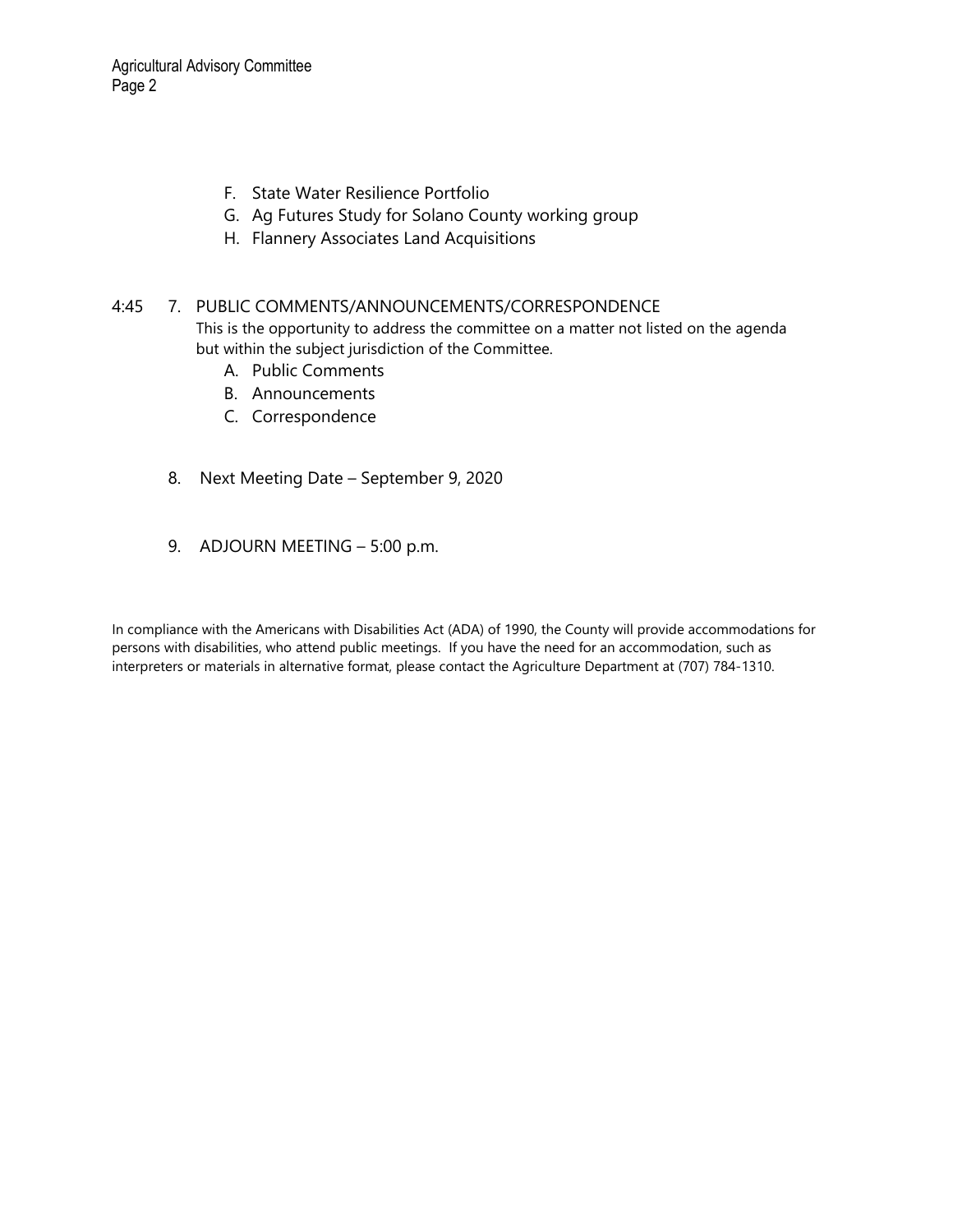F. State Water Resilience Portfolio
G. Ag Futures Study for Solano County working group
H. Flannery Associates Land Acquisitions

4:45 7. PUBLIC COMMENTS/ANNOUNCEMENTS/CORRESPONDENCE

This is the opportunity to address the committee on a matter not listed on the agenda but within the subject jurisdiction of the Committee.

A. Public Comments
B. Announcements
C. Correspondence

8. Next Meeting Date – September 9, 2020

9. ADJOURN MEETING – 5:00 p.m.

In compliance with the Americans with Disabilities Act (ADA) of 1990, the County will provide accommodations for persons with disabilities, who attend public meetings. If you have the need for an accommodation, such as interpreters or materials in alternative format, please contact the Agriculture Department at (707) 784-1310.